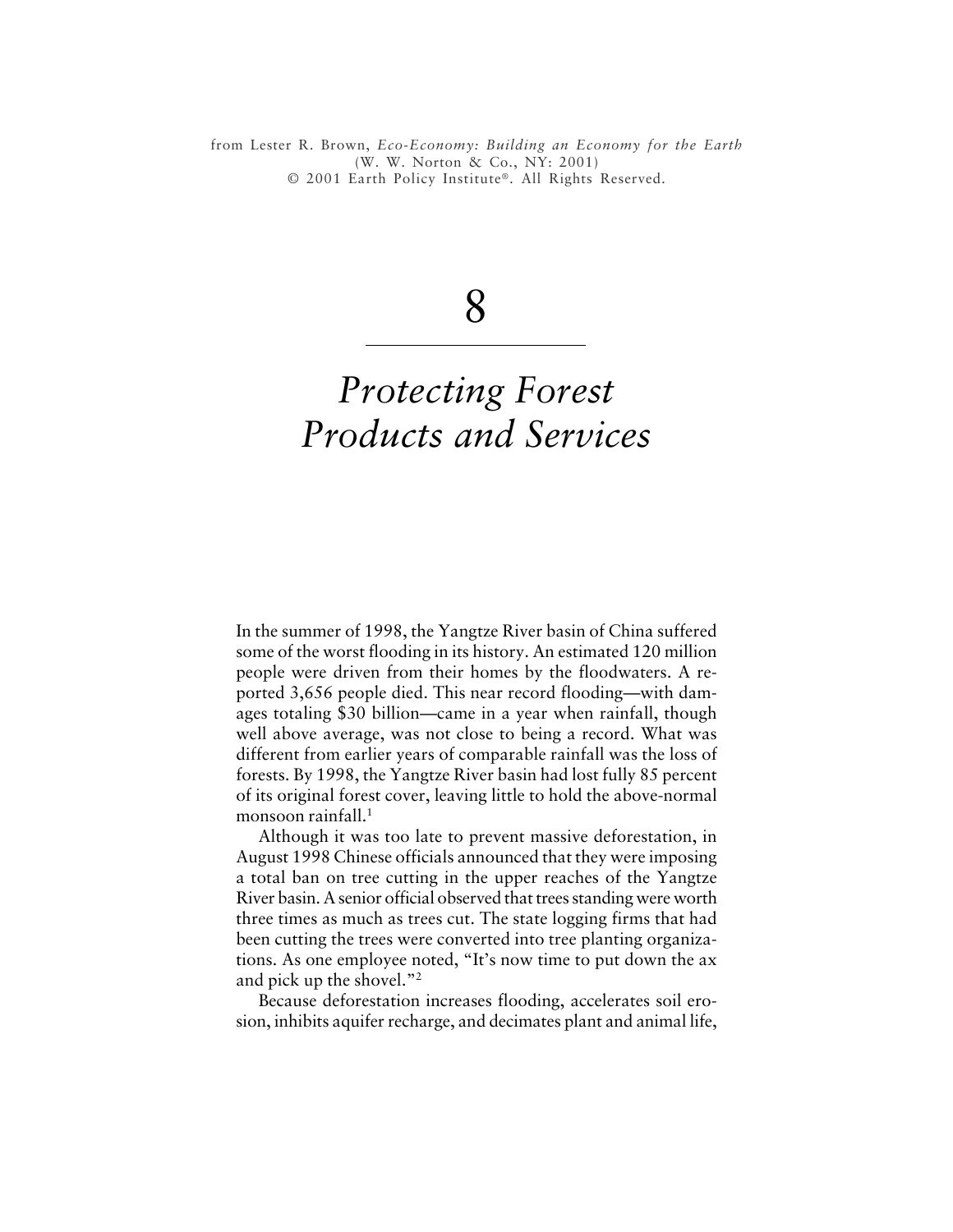from Lester R. Brown, *Eco-Economy: Building an Economy for the Earth*
(W. W. Norton & Co., NY: 2001)
© 2001 Earth Policy Institute®. All Rights Reserved.

# 8

# *Protecting Forest Products and Services*

In the summer of 1998, the Yangtze River basin of China suffered some of the worst flooding in its history. An estimated 120 million people were driven from their homes by the floodwaters. A reported 3,656 people died. This near record flooding—with damages totaling $30 billion—came in a year when rainfall, though well above average, was not close to being a record. What was different from earlier years of comparable rainfall was the loss of forests. By 1998, the Yangtze River basin had lost fully 85 percent of its original forest cover, leaving little to hold the above-normal monsoon rainfall.[1]

Although it was too late to prevent massive deforestation, in August 1998 Chinese officials announced that they were imposing a total ban on tree cutting in the upper reaches of the Yangtze River basin. A senior official observed that trees standing were worth three times as much as trees cut. The state logging firms that had been cutting the trees were converted into tree planting organizations. As one employee noted, "It's now time to put down the ax and pick up the shovel."[2]

Because deforestation increases flooding, accelerates soil erosion, inhibits aquifer recharge, and decimates plant and animal life,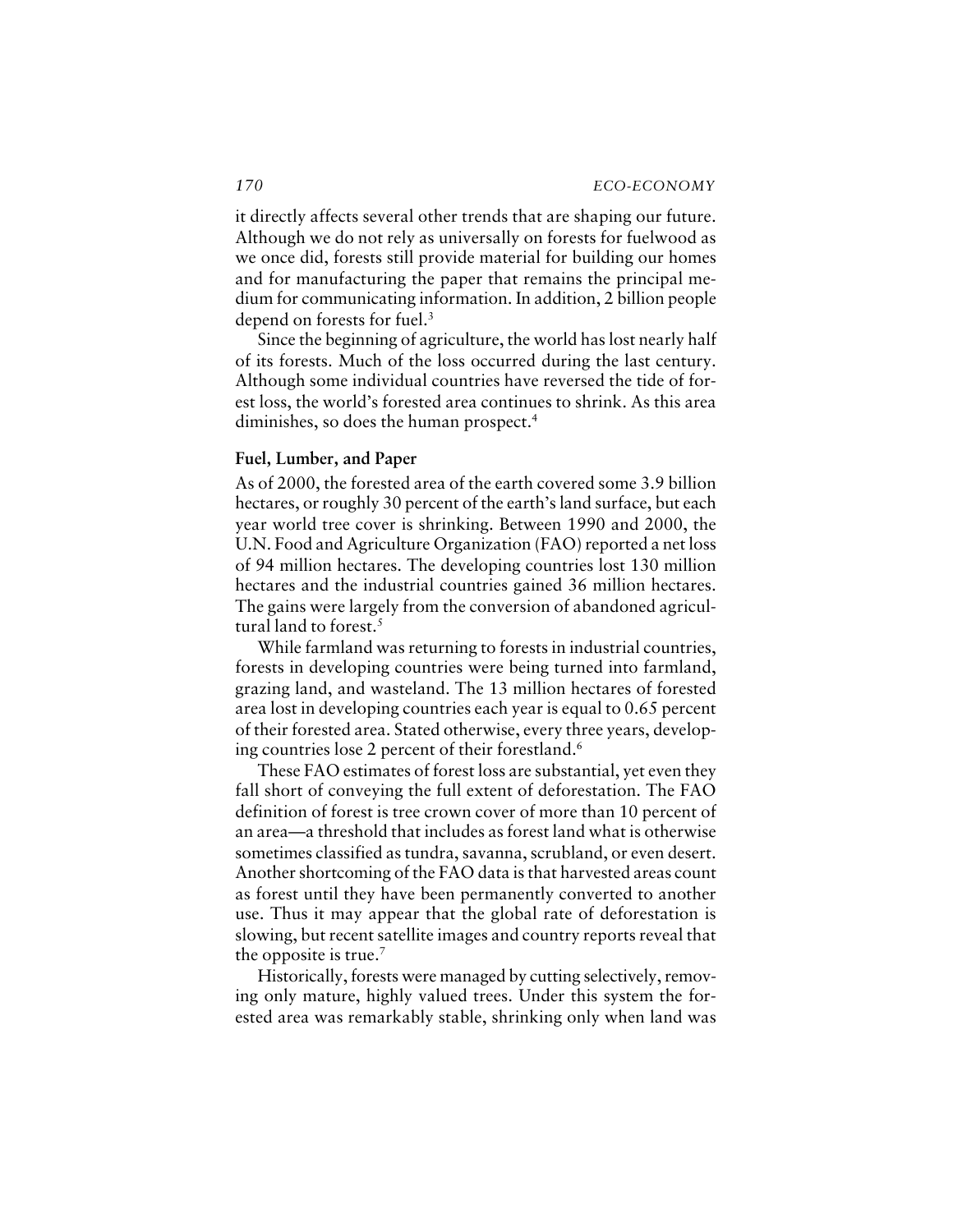it directly affects several other trends that are shaping our future. Although we do not rely as universally on forests for fuelwood as we once did, forests still provide material for building our homes and for manufacturing the paper that remains the principal medium for communicating information. In addition, 2 billion people depend on forests for fuel.[3]

Since the beginning of agriculture, the world has lost nearly half of its forests. Much of the loss occurred during the last century. Although some individual countries have reversed the tide of forest loss, the world's forested area continues to shrink. As this area diminishes, so does the human prospect.[4]

**Fuel, Lumber, and Paper**

As of 2000, the forested area of the earth covered some 3.9 billion hectares, or roughly 30 percent of the earth's land surface, but each year world tree cover is shrinking. Between 1990 and 2000, the U.N. Food and Agriculture Organization (FAO) reported a net loss of 94 million hectares. The developing countries lost 130 million hectares and the industrial countries gained 36 million hectares. The gains were largely from the conversion of abandoned agricultural land to forest.[5]

While farmland was returning to forests in industrial countries, forests in developing countries were being turned into farmland, grazing land, and wasteland. The 13 million hectares of forested area lost in developing countries each year is equal to 0.65 percent of their forested area. Stated otherwise, every three years, developing countries lose 2 percent of their forestland.[6]

These FAO estimates of forest loss are substantial, yet even they fall short of conveying the full extent of deforestation. The FAO definition of forest is tree crown cover of more than 10 percent of an area—a threshold that includes as forest land what is otherwise sometimes classified as tundra, savanna, scrubland, or even desert. Another shortcoming of the FAO data is that harvested areas count as forest until they have been permanently converted to another use. Thus it may appear that the global rate of deforestation is slowing, but recent satellite images and country reports reveal that the opposite is true.[7]

Historically, forests were managed by cutting selectively, removing only mature, highly valued trees. Under this system the forested area was remarkably stable, shrinking only when land was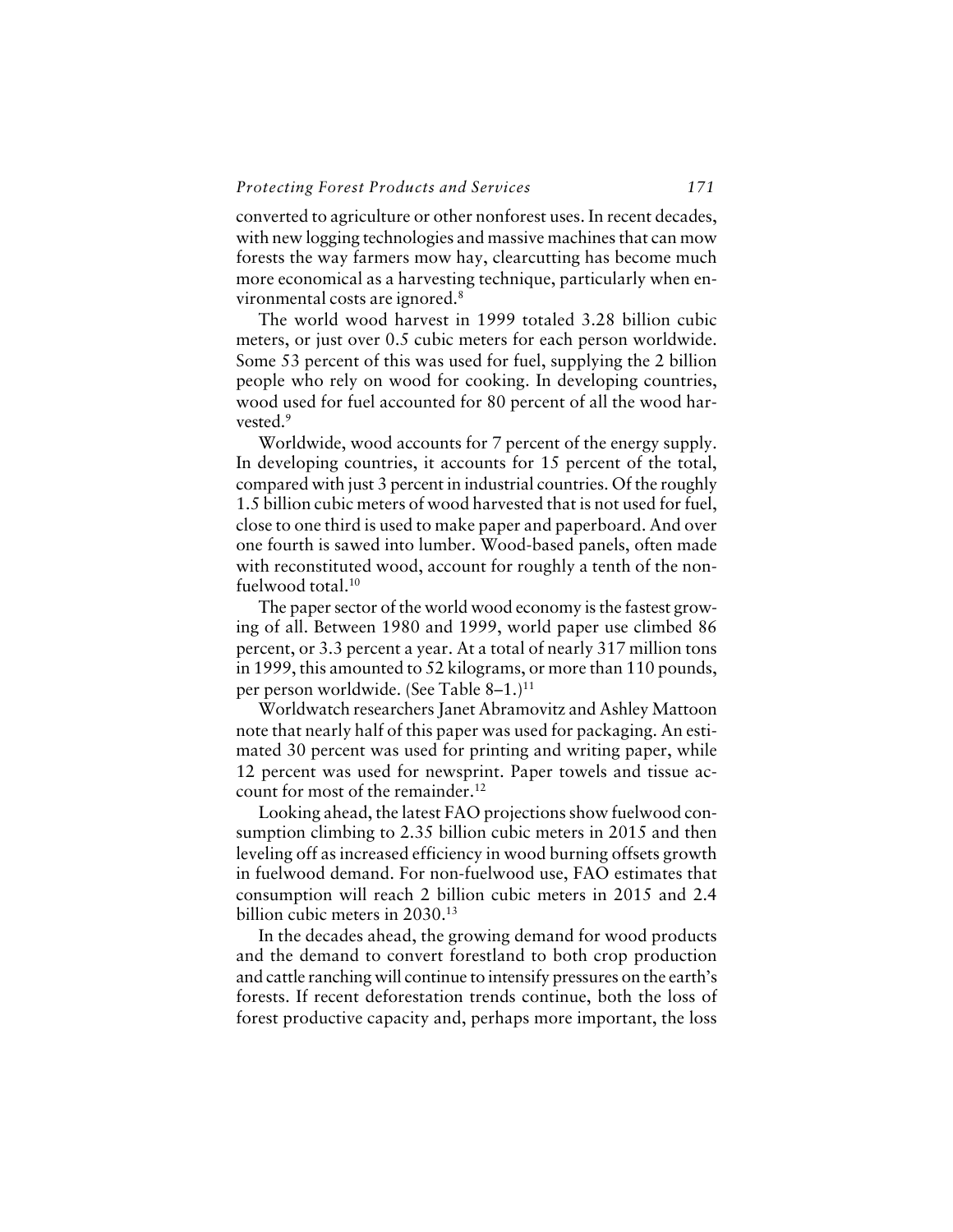converted to agriculture or other nonforest uses. In recent decades, with new logging technologies and massive machines that can mow forests the way farmers mow hay, clearcutting has become much more economical as a harvesting technique, particularly when environmental costs are ignored.[8]

The world wood harvest in 1999 totaled 3.28 billion cubic meters, or just over 0.5 cubic meters for each person worldwide. Some 53 percent of this was used for fuel, supplying the 2 billion people who rely on wood for cooking. In developing countries, wood used for fuel accounted for 80 percent of all the wood harvested.[9]

Worldwide, wood accounts for 7 percent of the energy supply. In developing countries, it accounts for 15 percent of the total, compared with just 3 percent in industrial countries. Of the roughly 1.5 billion cubic meters of wood harvested that is not used for fuel, close to one third is used to make paper and paperboard. And over one fourth is sawed into lumber. Wood-based panels, often made with reconstituted wood, account for roughly a tenth of the nonfuelwood total.[10]

The paper sector of the world wood economy is the fastest growing of all. Between 1980 and 1999, world paper use climbed 86 percent, or 3.3 percent a year. At a total of nearly 317 million tons in 1999, this amounted to 52 kilograms, or more than 110 pounds, per person worldwide. (See Table 8–1.)[11]

Worldwatch researchers Janet Abramovitz and Ashley Mattoon note that nearly half of this paper was used for packaging. An estimated 30 percent was used for printing and writing paper, while 12 percent was used for newsprint. Paper towels and tissue account for most of the remainder.[12]

Looking ahead, the latest FAO projections show fuelwood consumption climbing to 2.35 billion cubic meters in 2015 and then leveling off as increased efficiency in wood burning offsets growth in fuelwood demand. For non-fuelwood use, FAO estimates that consumption will reach 2 billion cubic meters in 2015 and 2.4 billion cubic meters in 2030.[13]

In the decades ahead, the growing demand for wood products and the demand to convert forestland to both crop production and cattle ranching will continue to intensify pressures on the earth's forests. If recent deforestation trends continue, both the loss of forest productive capacity and, perhaps more important, the loss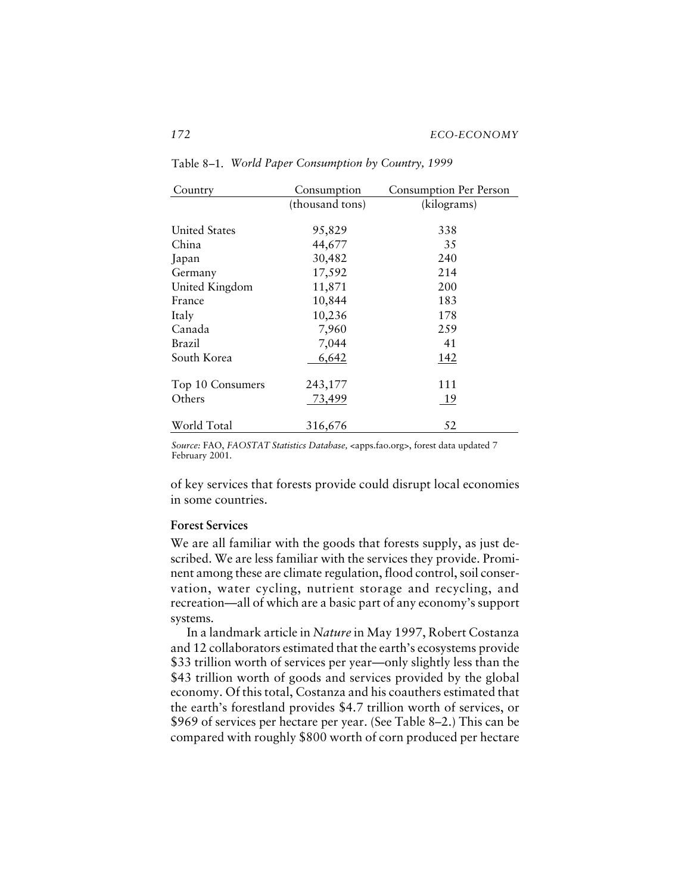Table 8–1. *World Paper Consumption by Country, 1999*

| Country | Consumption (thousand tons) | Consumption Per Person (kilograms) |
|---|---|---|
| United States | 95,829 | 338 |
| China | 44,677 | 35 |
| Japan | 30,482 | 240 |
| Germany | 17,592 | 214 |
| United Kingdom | 11,871 | 200 |
| France | 10,844 | 183 |
| Italy | 10,236 | 178 |
| Canada | 7,960 | 259 |
| Brazil | 7,044 | 41 |
| South Korea | 6,642 | 142 |
| Top 10 Consumers | 243,177 | 111 |
| Others | 73,499 | 19 |
| World Total | 316,676 | 52 |

*Source:* FAO, *FAOSTAT Statistics Database,* <apps.fao.org>, forest data updated 7 February 2001.

of key services that forests provide could disrupt local economies in some countries.

### Forest Services

We are all familiar with the goods that forests supply, as just described. We are less familiar with the services they provide. Prominent among these are climate regulation, flood control, soil conservation, water cycling, nutrient storage and recycling, and recreation—all of which are a basic part of any economy's support systems.

In a landmark article in *Nature* in May 1997, Robert Costanza and 12 collaborators estimated that the earth's ecosystems provide $33 trillion worth of services per year—only slightly less than the $43 trillion worth of goods and services provided by the global economy. Of this total, Costanza and his coauthers estimated that the earth's forestland provides $4.7 trillion worth of services, or $969 of services per hectare per year. (See Table 8–2.) This can be compared with roughly $800 worth of corn produced per hectare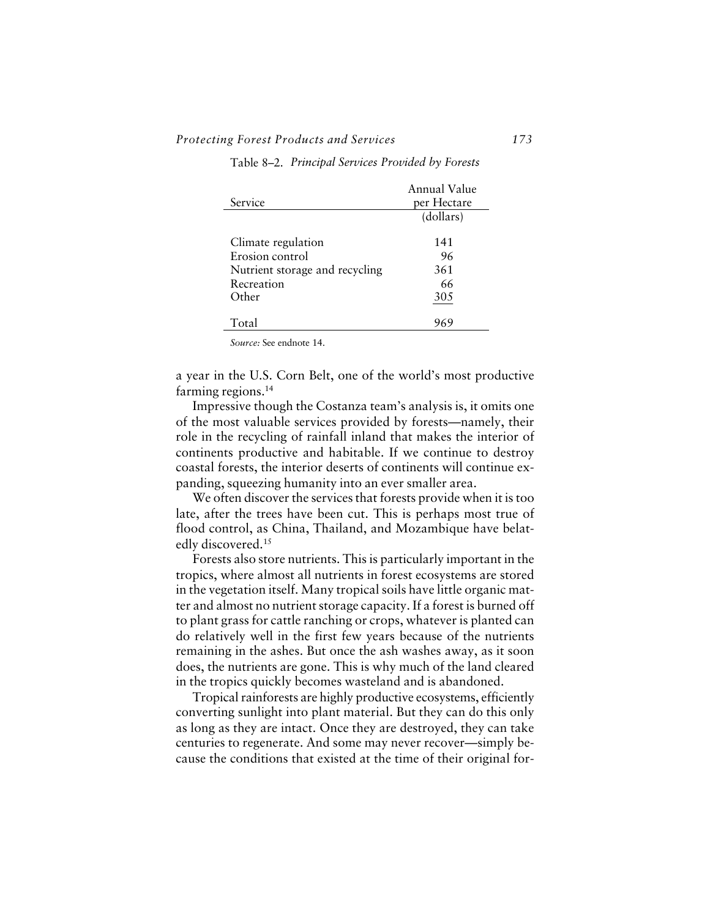Table 8–2. *Principal Services Provided by Forests*

| Service | Annual Value per Hectare |
|---|---|
| | (dollars) |
| Climate regulation | 141 |
| Erosion control | 96 |
| Nutrient storage and recycling | 361 |
| Recreation | 66 |
| Other | 305 |
| Total | 969 |

*Source:* See endnote 14.

a year in the U.S. Corn Belt, one of the world's most productive farming regions.[14]

Impressive though the Costanza team's analysis is, it omits one of the most valuable services provided by forests—namely, their role in the recycling of rainfall inland that makes the interior of continents productive and habitable. If we continue to destroy coastal forests, the interior deserts of continents will continue expanding, squeezing humanity into an ever smaller area.

We often discover the services that forests provide when it is too late, after the trees have been cut. This is perhaps most true of flood control, as China, Thailand, and Mozambique have belatedly discovered.[15]

Forests also store nutrients. This is particularly important in the tropics, where almost all nutrients in forest ecosystems are stored in the vegetation itself. Many tropical soils have little organic matter and almost no nutrient storage capacity. If a forest is burned off to plant grass for cattle ranching or crops, whatever is planted can do relatively well in the first few years because of the nutrients remaining in the ashes. But once the ash washes away, as it soon does, the nutrients are gone. This is why much of the land cleared in the tropics quickly becomes wasteland and is abandoned.

Tropical rainforests are highly productive ecosystems, efficiently converting sunlight into plant material. But they can do this only as long as they are intact. Once they are destroyed, they can take centuries to regenerate. And some may never recover—simply because the conditions that existed at the time of their original for-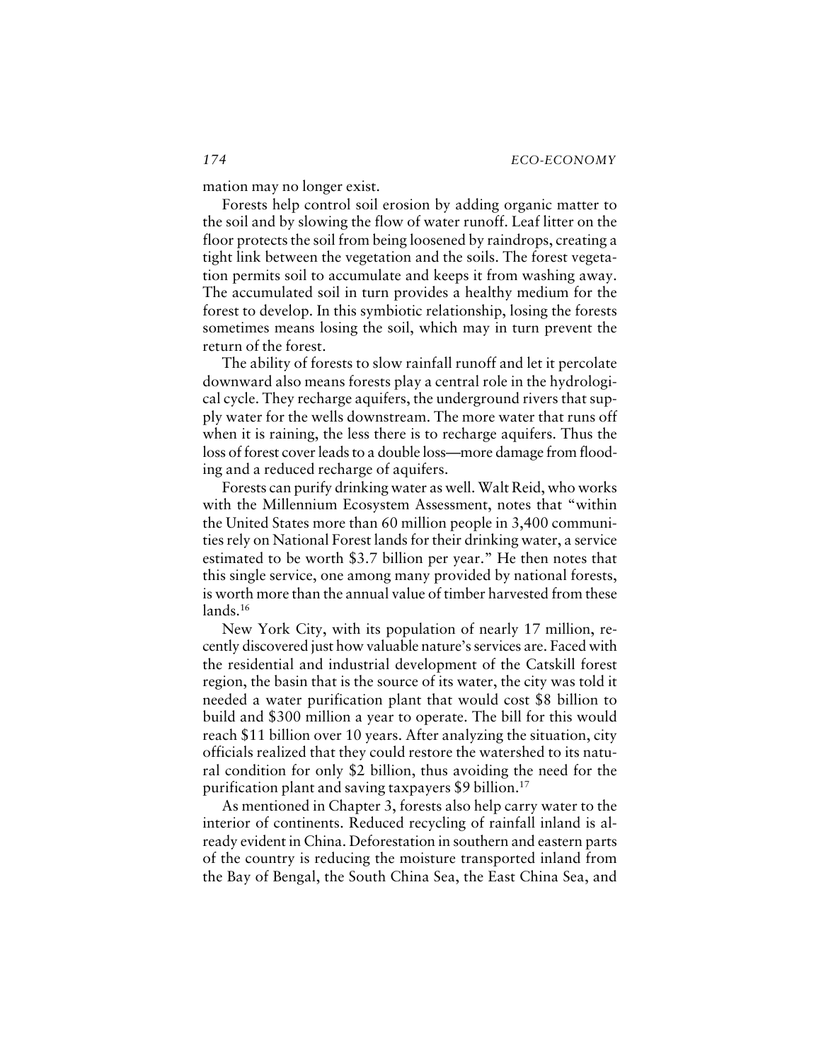mation may no longer exist.

Forests help control soil erosion by adding organic matter to the soil and by slowing the flow of water runoff. Leaf litter on the floor protects the soil from being loosened by raindrops, creating a tight link between the vegetation and the soils. The forest vegetation permits soil to accumulate and keeps it from washing away. The accumulated soil in turn provides a healthy medium for the forest to develop. In this symbiotic relationship, losing the forests sometimes means losing the soil, which may in turn prevent the return of the forest.

The ability of forests to slow rainfall runoff and let it percolate downward also means forests play a central role in the hydrological cycle. They recharge aquifers, the underground rivers that supply water for the wells downstream. The more water that runs off when it is raining, the less there is to recharge aquifers. Thus the loss of forest cover leads to a double loss—more damage from flooding and a reduced recharge of aquifers.

Forests can purify drinking water as well. Walt Reid, who works with the Millennium Ecosystem Assessment, notes that "within the United States more than 60 million people in 3,400 communities rely on National Forest lands for their drinking water, a service estimated to be worth $3.7 billion per year." He then notes that this single service, one among many provided by national forests, is worth more than the annual value of timber harvested from these lands.[16]

New York City, with its population of nearly 17 million, recently discovered just how valuable nature's services are. Faced with the residential and industrial development of the Catskill forest region, the basin that is the source of its water, the city was told it needed a water purification plant that would cost $8 billion to build and $300 million a year to operate. The bill for this would reach $11 billion over 10 years. After analyzing the situation, city officials realized that they could restore the watershed to its natural condition for only $2 billion, thus avoiding the need for the purification plant and saving taxpayers $9 billion.[17]

As mentioned in Chapter 3, forests also help carry water to the interior of continents. Reduced recycling of rainfall inland is already evident in China. Deforestation in southern and eastern parts of the country is reducing the moisture transported inland from the Bay of Bengal, the South China Sea, the East China Sea, and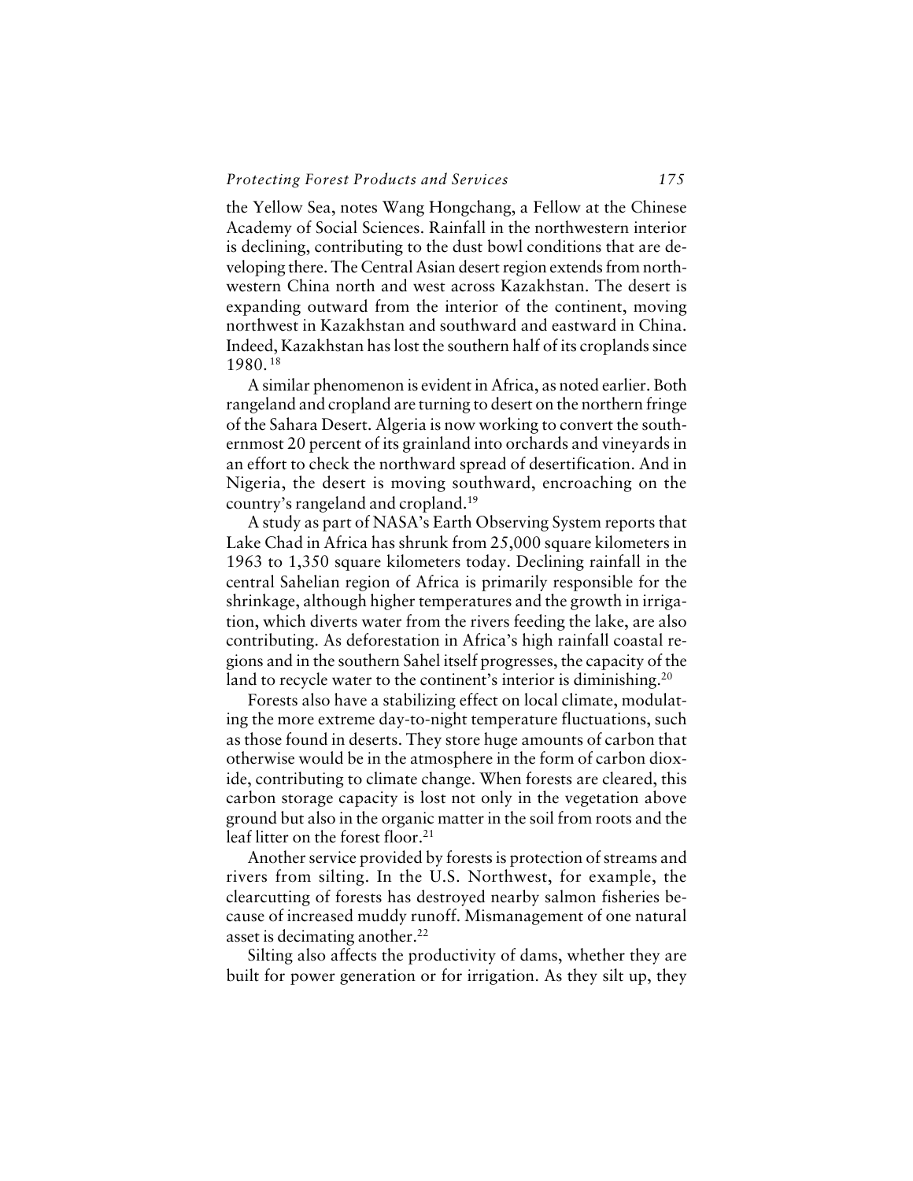the Yellow Sea, notes Wang Hongchang, a Fellow at the Chinese Academy of Social Sciences. Rainfall in the northwestern interior is declining, contributing to the dust bowl conditions that are developing there. The Central Asian desert region extends from northwestern China north and west across Kazakhstan. The desert is expanding outward from the interior of the continent, moving northwest in Kazakhstan and southward and eastward in China. Indeed, Kazakhstan has lost the southern half of its croplands since 1980.[18]

A similar phenomenon is evident in Africa, as noted earlier. Both rangeland and cropland are turning to desert on the northern fringe of the Sahara Desert. Algeria is now working to convert the southernmost 20 percent of its grainland into orchards and vineyards in an effort to check the northward spread of desertification. And in Nigeria, the desert is moving southward, encroaching on the country's rangeland and cropland.[19]

A study as part of NASA's Earth Observing System reports that Lake Chad in Africa has shrunk from 25,000 square kilometers in 1963 to 1,350 square kilometers today. Declining rainfall in the central Sahelian region of Africa is primarily responsible for the shrinkage, although higher temperatures and the growth in irrigation, which diverts water from the rivers feeding the lake, are also contributing. As deforestation in Africa's high rainfall coastal regions and in the southern Sahel itself progresses, the capacity of the land to recycle water to the continent's interior is diminishing.[20]

Forests also have a stabilizing effect on local climate, modulating the more extreme day-to-night temperature fluctuations, such as those found in deserts. They store huge amounts of carbon that otherwise would be in the atmosphere in the form of carbon dioxide, contributing to climate change. When forests are cleared, this carbon storage capacity is lost not only in the vegetation above ground but also in the organic matter in the soil from roots and the leaf litter on the forest floor.[21]

Another service provided by forests is protection of streams and rivers from silting. In the U.S. Northwest, for example, the clearcutting of forests has destroyed nearby salmon fisheries because of increased muddy runoff. Mismanagement of one natural asset is decimating another.[22]

Silting also affects the productivity of dams, whether they are built for power generation or for irrigation. As they silt up, they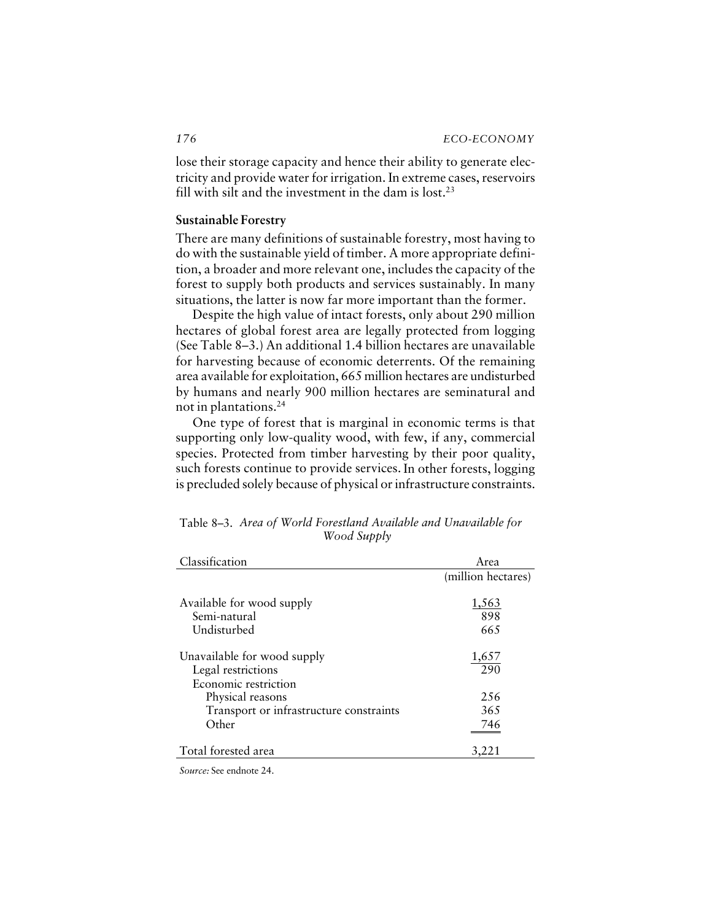lose their storage capacity and hence their ability to generate electricity and provide water for irrigation. In extreme cases, reservoirs fill with silt and the investment in the dam is lost.[23]

### Sustainable Forestry

There are many definitions of sustainable forestry, most having to do with the sustainable yield of timber. A more appropriate definition, a broader and more relevant one, includes the capacity of the forest to supply both products and services sustainably. In many situations, the latter is now far more important than the former.

Despite the high value of intact forests, only about 290 million hectares of global forest area are legally protected from logging (See Table 8–3.) An additional 1.4 billion hectares are unavailable for harvesting because of economic deterrents. Of the remaining area available for exploitation, 665 million hectares are undisturbed by humans and nearly 900 million hectares are seminatural and not in plantations.[24]

One type of forest that is marginal in economic terms is that supporting only low-quality wood, with few, if any, commercial species. Protected from timber harvesting by their poor quality, such forests continue to provide services. In other forests, logging is precluded solely because of physical or infrastructure constraints.

Table 8–3. *Area of World Forestland Available and Unavailable for Wood Supply*

| Classification | Area (million hectares) |
|---|---|
| Available for wood supply | 1,563 |
| Semi-natural | 898 |
| Undisturbed | 665 |
| Unavailable for wood supply | 1,657 |
| Legal restrictions | 290 |
| Economic restriction | |
| Physical reasons | 256 |
| Transport or infrastructure constraints | 365 |
| Other | 746 |
| Total forested area | 3,221 |

*Source:* See endnote 24.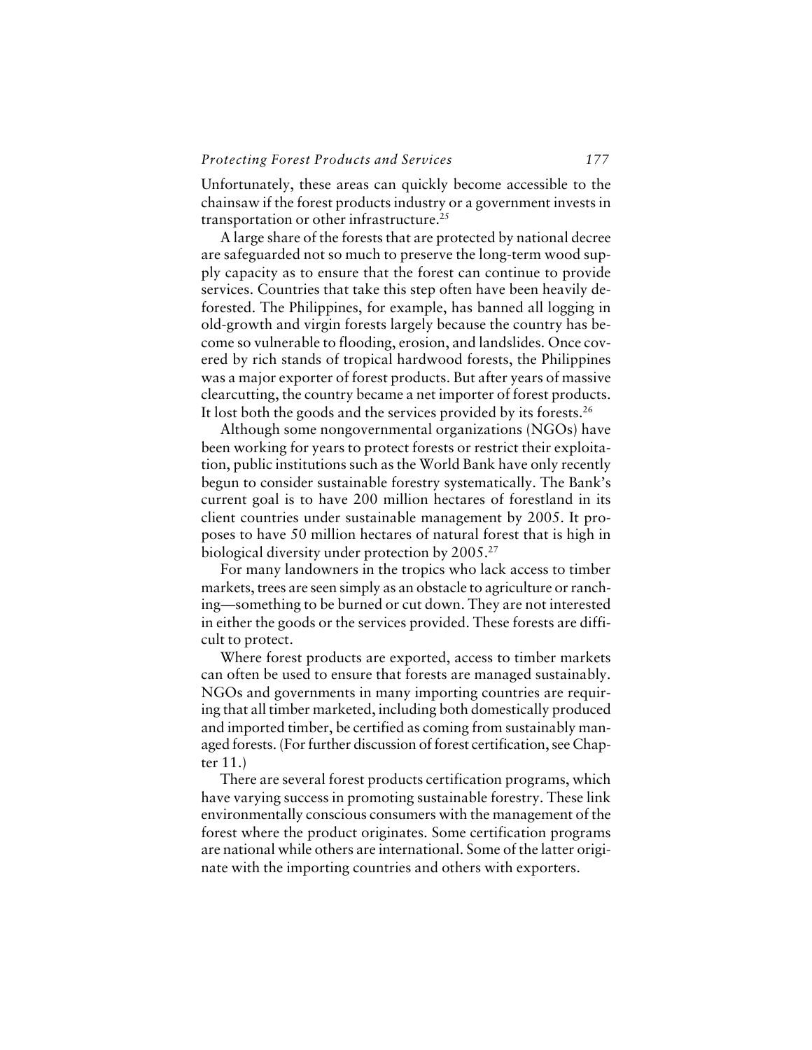Unfortunately, these areas can quickly become accessible to the chainsaw if the forest products industry or a government invests in transportation or other infrastructure.[25]

A large share of the forests that are protected by national decree are safeguarded not so much to preserve the long-term wood supply capacity as to ensure that the forest can continue to provide services. Countries that take this step often have been heavily deforested. The Philippines, for example, has banned all logging in old-growth and virgin forests largely because the country has become so vulnerable to flooding, erosion, and landslides. Once covered by rich stands of tropical hardwood forests, the Philippines was a major exporter of forest products. But after years of massive clearcutting, the country became a net importer of forest products. It lost both the goods and the services provided by its forests.[26]

Although some nongovernmental organizations (NGOs) have been working for years to protect forests or restrict their exploitation, public institutions such as the World Bank have only recently begun to consider sustainable forestry systematically. The Bank's current goal is to have 200 million hectares of forestland in its client countries under sustainable management by 2005. It proposes to have 50 million hectares of natural forest that is high in biological diversity under protection by 2005.[27]

For many landowners in the tropics who lack access to timber markets, trees are seen simply as an obstacle to agriculture or ranching—something to be burned or cut down. They are not interested in either the goods or the services provided. These forests are difficult to protect.

Where forest products are exported, access to timber markets can often be used to ensure that forests are managed sustainably. NGOs and governments in many importing countries are requiring that all timber marketed, including both domestically produced and imported timber, be certified as coming from sustainably managed forests. (For further discussion of forest certification, see Chapter 11.)

There are several forest products certification programs, which have varying success in promoting sustainable forestry. These link environmentally conscious consumers with the management of the forest where the product originates. Some certification programs are national while others are international. Some of the latter originate with the importing countries and others with exporters.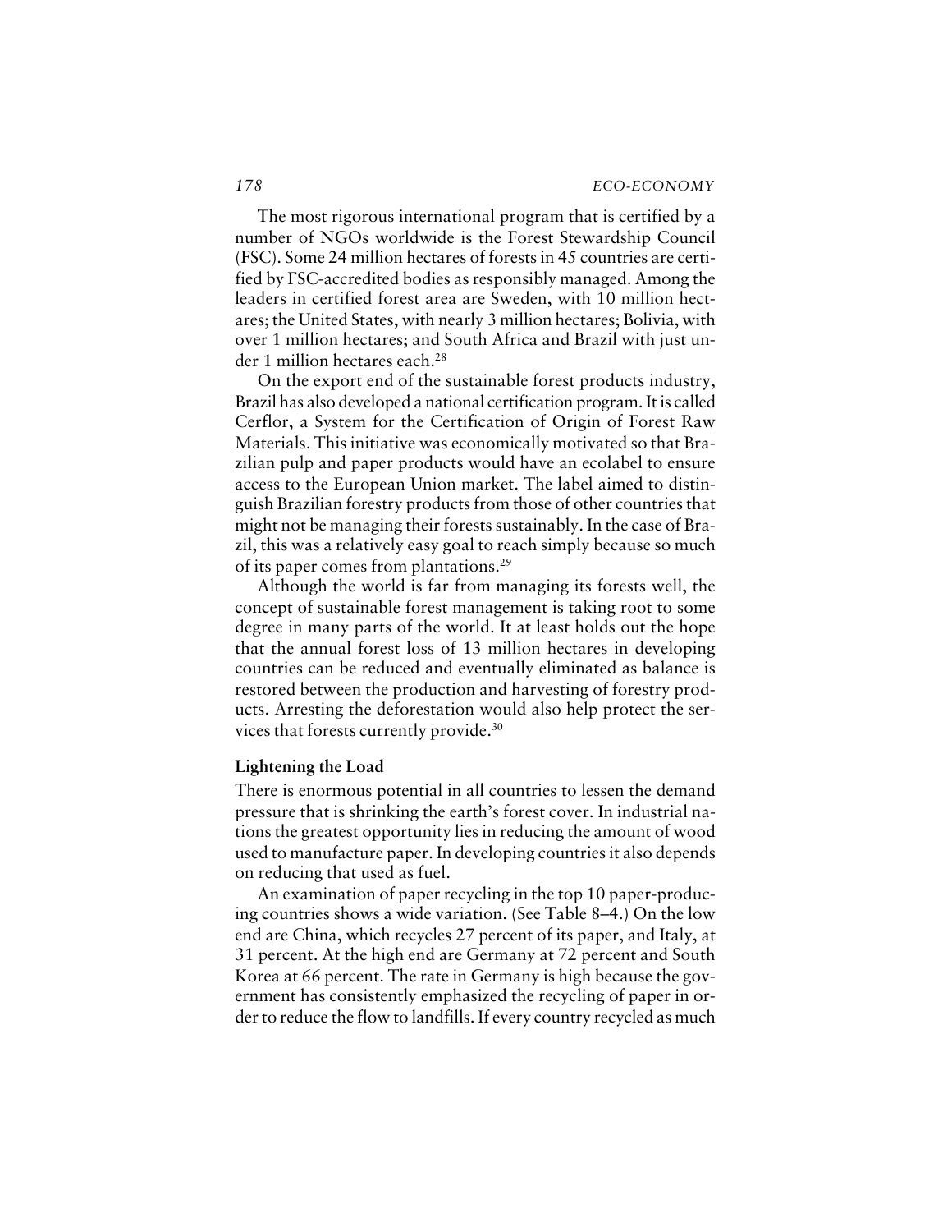The most rigorous international program that is certified by a number of NGOs worldwide is the Forest Stewardship Council (FSC). Some 24 million hectares of forests in 45 countries are certified by FSC-accredited bodies as responsibly managed. Among the leaders in certified forest area are Sweden, with 10 million hectares; the United States, with nearly 3 million hectares; Bolivia, with over 1 million hectares; and South Africa and Brazil with just under 1 million hectares each.[28]

On the export end of the sustainable forest products industry, Brazil has also developed a national certification program. It is called Cerflor, a System for the Certification of Origin of Forest Raw Materials. This initiative was economically motivated so that Brazilian pulp and paper products would have an ecolabel to ensure access to the European Union market. The label aimed to distinguish Brazilian forestry products from those of other countries that might not be managing their forests sustainably. In the case of Brazil, this was a relatively easy goal to reach simply because so much of its paper comes from plantations.[29]

Although the world is far from managing its forests well, the concept of sustainable forest management is taking root to some degree in many parts of the world. It at least holds out the hope that the annual forest loss of 13 million hectares in developing countries can be reduced and eventually eliminated as balance is restored between the production and harvesting of forestry products. Arresting the deforestation would also help protect the services that forests currently provide.[30]

### Lightening the Load

There is enormous potential in all countries to lessen the demand pressure that is shrinking the earth's forest cover. In industrial nations the greatest opportunity lies in reducing the amount of wood used to manufacture paper. In developing countries it also depends on reducing that used as fuel.

An examination of paper recycling in the top 10 paper-producing countries shows a wide variation. (See Table 8–4.) On the low end are China, which recycles 27 percent of its paper, and Italy, at 31 percent. At the high end are Germany at 72 percent and South Korea at 66 percent. The rate in Germany is high because the government has consistently emphasized the recycling of paper in order to reduce the flow to landfills. If every country recycled as much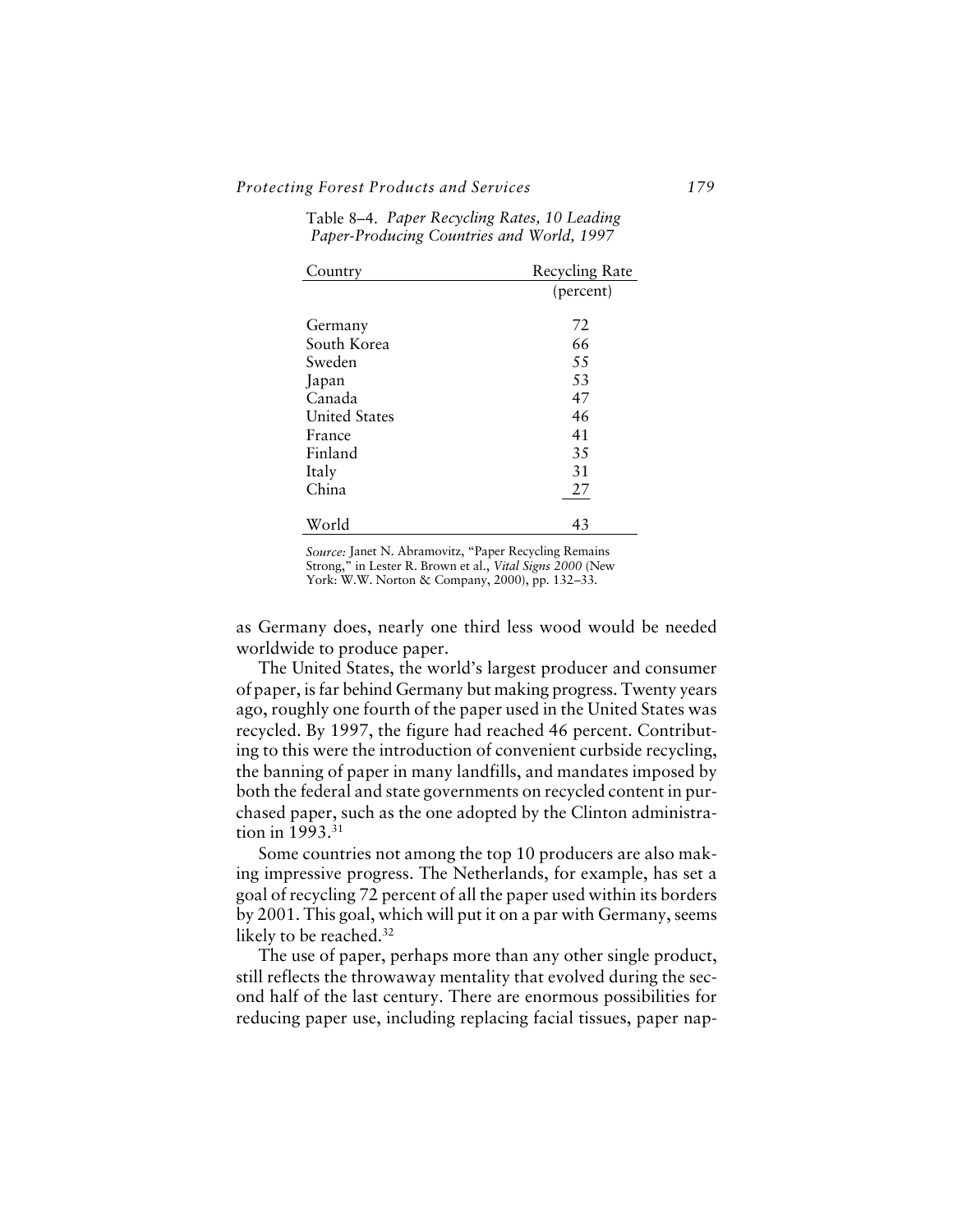Table 8–4. *Paper Recycling Rates, 10 Leading Paper-Producing Countries and World, 1997*

| Country | Recycling Rate |
|---|---|
| | (percent) |
| Germany | 72 |
| South Korea | 66 |
| Sweden | 55 |
| Japan | 53 |
| Canada | 47 |
| United States | 46 |
| France | 41 |
| Finland | 35 |
| Italy | 31 |
| China | 27 |
| World | 43 |

*Source:* Janet N. Abramovitz, "Paper Recycling Remains Strong," in Lester R. Brown et al., *Vital Signs 2000* (New York: W.W. Norton & Company, 2000), pp. 132–33.

as Germany does, nearly one third less wood would be needed worldwide to produce paper.

The United States, the world's largest producer and consumer of paper, is far behind Germany but making progress. Twenty years ago, roughly one fourth of the paper used in the United States was recycled. By 1997, the figure had reached 46 percent. Contributing to this were the introduction of convenient curbside recycling, the banning of paper in many landfills, and mandates imposed by both the federal and state governments on recycled content in purchased paper, such as the one adopted by the Clinton administration in 1993.[31]

Some countries not among the top 10 producers are also making impressive progress. The Netherlands, for example, has set a goal of recycling 72 percent of all the paper used within its borders by 2001. This goal, which will put it on a par with Germany, seems likely to be reached.[32]

The use of paper, perhaps more than any other single product, still reflects the throwaway mentality that evolved during the second half of the last century. There are enormous possibilities for reducing paper use, including replacing facial tissues, paper nap-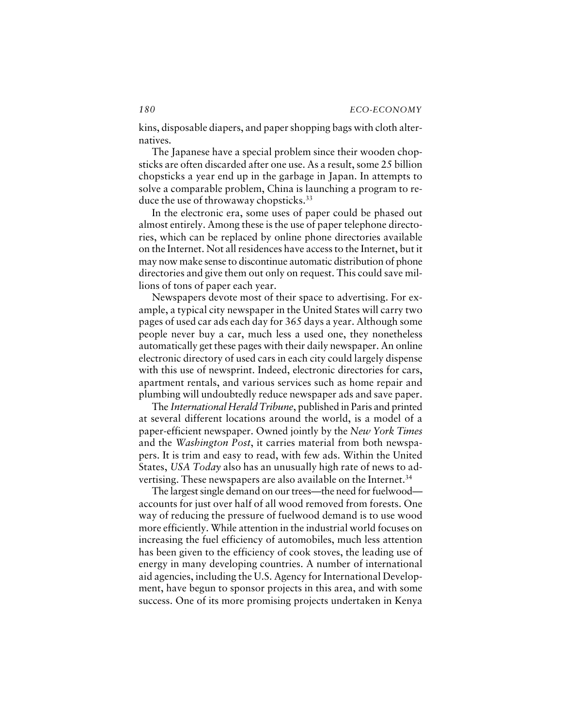kins, disposable diapers, and paper shopping bags with cloth alternatives.

The Japanese have a special problem since their wooden chopsticks are often discarded after one use. As a result, some 25 billion chopsticks a year end up in the garbage in Japan. In attempts to solve a comparable problem, China is launching a program to reduce the use of throwaway chopsticks.[33]

In the electronic era, some uses of paper could be phased out almost entirely. Among these is the use of paper telephone directories, which can be replaced by online phone directories available on the Internet. Not all residences have access to the Internet, but it may now make sense to discontinue automatic distribution of phone directories and give them out only on request. This could save millions of tons of paper each year.

Newspapers devote most of their space to advertising. For example, a typical city newspaper in the United States will carry two pages of used car ads each day for 365 days a year. Although some people never buy a car, much less a used one, they nonetheless automatically get these pages with their daily newspaper. An online electronic directory of used cars in each city could largely dispense with this use of newsprint. Indeed, electronic directories for cars, apartment rentals, and various services such as home repair and plumbing will undoubtedly reduce newspaper ads and save paper.

The *International Herald Tribune*, published in Paris and printed at several different locations around the world, is a model of a paper-efficient newspaper. Owned jointly by the *New York Times* and the *Washington Post*, it carries material from both newspapers. It is trim and easy to read, with few ads. Within the United States, *USA Today* also has an unusually high rate of news to advertising. These newspapers are also available on the Internet.[34]

The largest single demand on our trees—the need for fuelwood—accounts for just over half of all wood removed from forests. One way of reducing the pressure of fuelwood demand is to use wood more efficiently. While attention in the industrial world focuses on increasing the fuel efficiency of automobiles, much less attention has been given to the efficiency of cook stoves, the leading use of energy in many developing countries. A number of international aid agencies, including the U.S. Agency for International Development, have begun to sponsor projects in this area, and with some success. One of its more promising projects undertaken in Kenya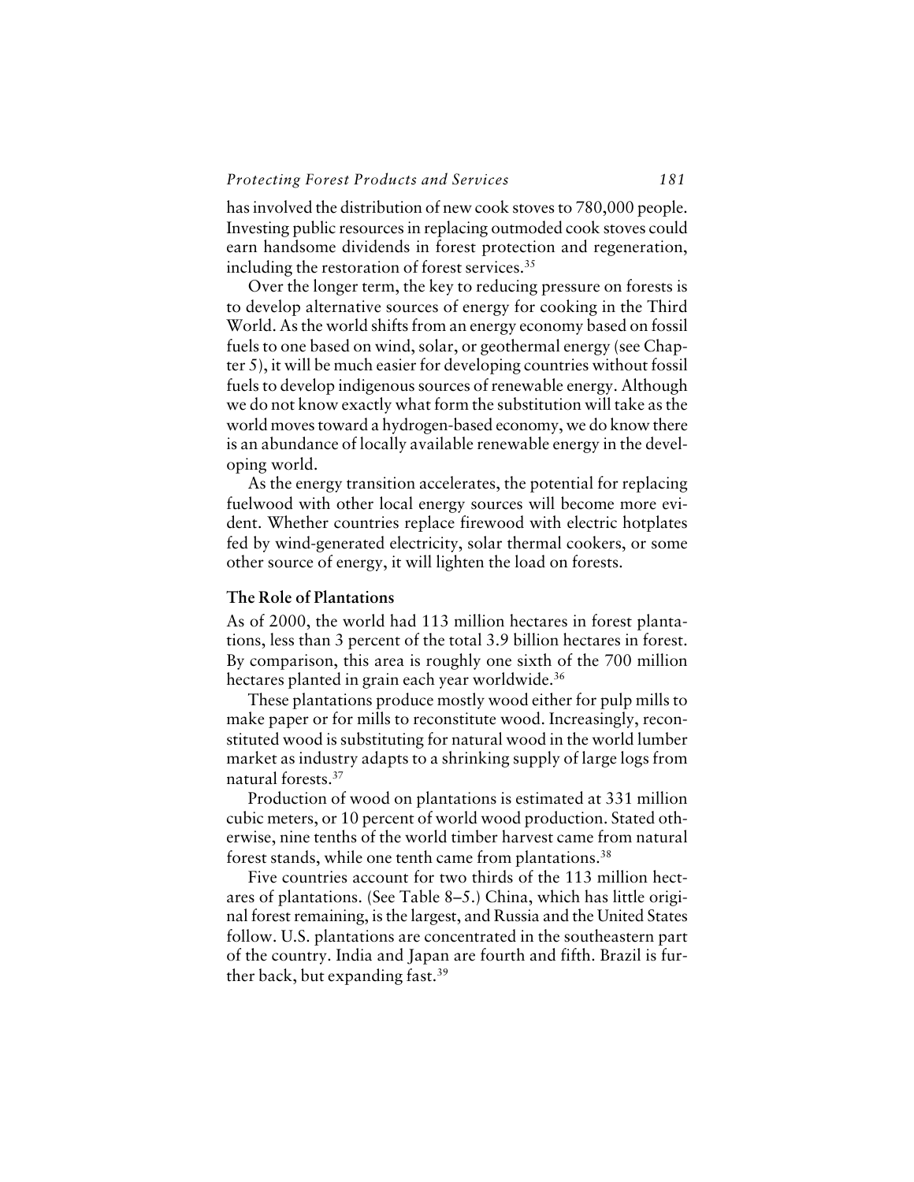has involved the distribution of new cook stoves to 780,000 people. Investing public resources in replacing outmoded cook stoves could earn handsome dividends in forest protection and regeneration, including the restoration of forest services.[35]

Over the longer term, the key to reducing pressure on forests is to develop alternative sources of energy for cooking in the Third World. As the world shifts from an energy economy based on fossil fuels to one based on wind, solar, or geothermal energy (see Chapter 5), it will be much easier for developing countries without fossil fuels to develop indigenous sources of renewable energy. Although we do not know exactly what form the substitution will take as the world moves toward a hydrogen-based economy, we do know there is an abundance of locally available renewable energy in the developing world.

As the energy transition accelerates, the potential for replacing fuelwood with other local energy sources will become more evident. Whether countries replace firewood with electric hotplates fed by wind-generated electricity, solar thermal cookers, or some other source of energy, it will lighten the load on forests.

### The Role of Plantations

As of 2000, the world had 113 million hectares in forest plantations, less than 3 percent of the total 3.9 billion hectares in forest. By comparison, this area is roughly one sixth of the 700 million hectares planted in grain each year worldwide.[36]

These plantations produce mostly wood either for pulp mills to make paper or for mills to reconstitute wood. Increasingly, reconstituted wood is substituting for natural wood in the world lumber market as industry adapts to a shrinking supply of large logs from natural forests.[37]

Production of wood on plantations is estimated at 331 million cubic meters, or 10 percent of world wood production. Stated otherwise, nine tenths of the world timber harvest came from natural forest stands, while one tenth came from plantations.[38]

Five countries account for two thirds of the 113 million hectares of plantations. (See Table 8–5.) China, which has little original forest remaining, is the largest, and Russia and the United States follow. U.S. plantations are concentrated in the southeastern part of the country. India and Japan are fourth and fifth. Brazil is further back, but expanding fast.[39]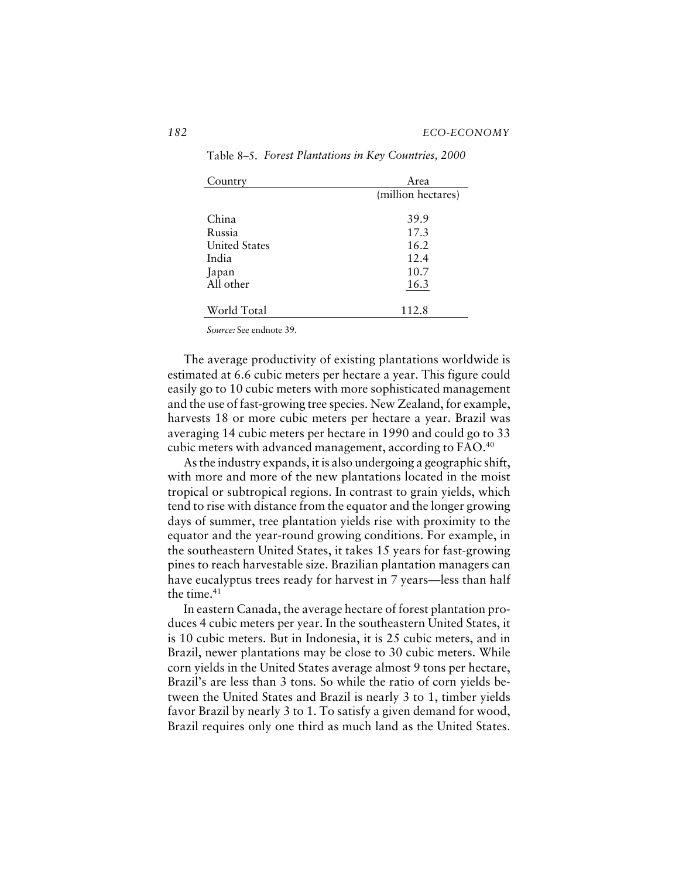Table 8–5. *Forest Plantations in Key Countries, 2000*

| Country | Area |
| --- | --- |
| | (million hectares) |
| China | 39.9 |
| Russia | 17.3 |
| United States | 16.2 |
| India | 12.4 |
| Japan | 10.7 |
| All other | 16.3 |
| World Total | 112.8 |

*Source:* See endnote 39.

The average productivity of existing plantations worldwide is estimated at 6.6 cubic meters per hectare a year. This figure could easily go to 10 cubic meters with more sophisticated management and the use of fast-growing tree species. New Zealand, for example, harvests 18 or more cubic meters per hectare a year. Brazil was averaging 14 cubic meters per hectare in 1990 and could go to 33 cubic meters with advanced management, according to FAO.[40]

As the industry expands, it is also undergoing a geographic shift, with more and more of the new plantations located in the moist tropical or subtropical regions. In contrast to grain yields, which tend to rise with distance from the equator and the longer growing days of summer, tree plantation yields rise with proximity to the equator and the year-round growing conditions. For example, in the southeastern United States, it takes 15 years for fast-growing pines to reach harvestable size. Brazilian plantation managers can have eucalyptus trees ready for harvest in 7 years—less than half the time.[41]

In eastern Canada, the average hectare of forest plantation produces 4 cubic meters per year. In the southeastern United States, it is 10 cubic meters. But in Indonesia, it is 25 cubic meters, and in Brazil, newer plantations may be close to 30 cubic meters. While corn yields in the United States average almost 9 tons per hectare, Brazil's are less than 3 tons. So while the ratio of corn yields between the United States and Brazil is nearly 3 to 1, timber yields favor Brazil by nearly 3 to 1. To satisfy a given demand for wood, Brazil requires only one third as much land as the United States.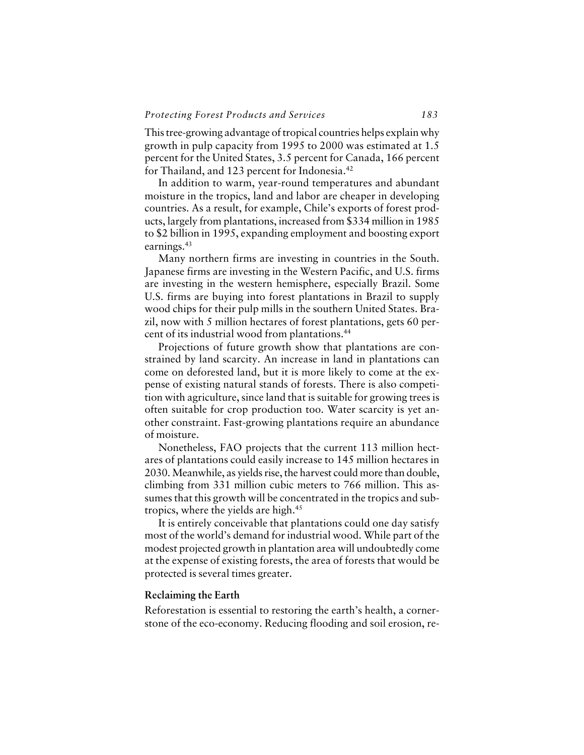This tree-growing advantage of tropical countries helps explain why growth in pulp capacity from 1995 to 2000 was estimated at 1.5 percent for the United States, 3.5 percent for Canada, 166 percent for Thailand, and 123 percent for Indonesia.[42]

In addition to warm, year-round temperatures and abundant moisture in the tropics, land and labor are cheaper in developing countries. As a result, for example, Chile's exports of forest products, largely from plantations, increased from $334 million in 1985 to $2 billion in 1995, expanding employment and boosting export earnings.[43]

Many northern firms are investing in countries in the South. Japanese firms are investing in the Western Pacific, and U.S. firms are investing in the western hemisphere, especially Brazil. Some U.S. firms are buying into forest plantations in Brazil to supply wood chips for their pulp mills in the southern United States. Brazil, now with 5 million hectares of forest plantations, gets 60 percent of its industrial wood from plantations.[44]

Projections of future growth show that plantations are constrained by land scarcity. An increase in land in plantations can come on deforested land, but it is more likely to come at the expense of existing natural stands of forests. There is also competition with agriculture, since land that is suitable for growing trees is often suitable for crop production too. Water scarcity is yet another constraint. Fast-growing plantations require an abundance of moisture.

Nonetheless, FAO projects that the current 113 million hectares of plantations could easily increase to 145 million hectares in 2030. Meanwhile, as yields rise, the harvest could more than double, climbing from 331 million cubic meters to 766 million. This assumes that this growth will be concentrated in the tropics and subtropics, where the yields are high.[45]

It is entirely conceivable that plantations could one day satisfy most of the world's demand for industrial wood. While part of the modest projected growth in plantation area will undoubtedly come at the expense of existing forests, the area of forests that would be protected is several times greater.

### Reclaiming the Earth

Reforestation is essential to restoring the earth's health, a cornerstone of the eco-economy. Reducing flooding and soil erosion, re-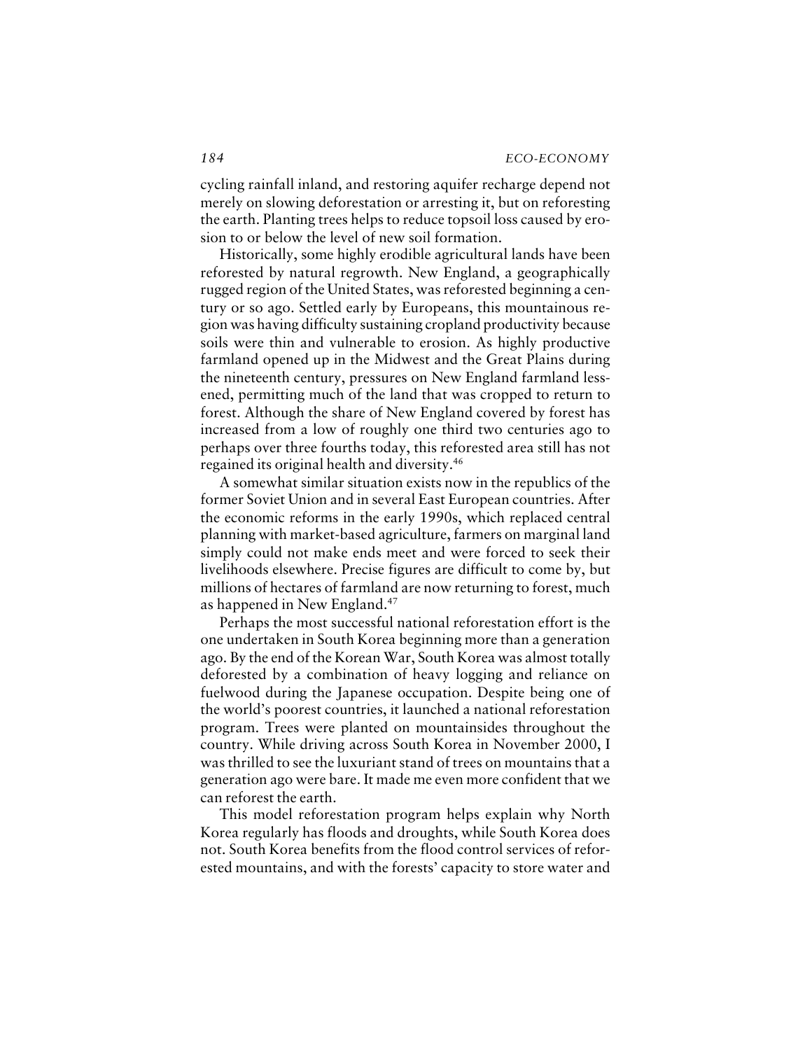cycling rainfall inland, and restoring aquifer recharge depend not merely on slowing deforestation or arresting it, but on reforesting the earth. Planting trees helps to reduce topsoil loss caused by erosion to or below the level of new soil formation.

Historically, some highly erodible agricultural lands have been reforested by natural regrowth. New England, a geographically rugged region of the United States, was reforested beginning a century or so ago. Settled early by Europeans, this mountainous region was having difficulty sustaining cropland productivity because soils were thin and vulnerable to erosion. As highly productive farmland opened up in the Midwest and the Great Plains during the nineteenth century, pressures on New England farmland lessened, permitting much of the land that was cropped to return to forest. Although the share of New England covered by forest has increased from a low of roughly one third two centuries ago to perhaps over three fourths today, this reforested area still has not regained its original health and diversity.[46]

A somewhat similar situation exists now in the republics of the former Soviet Union and in several East European countries. After the economic reforms in the early 1990s, which replaced central planning with market-based agriculture, farmers on marginal land simply could not make ends meet and were forced to seek their livelihoods elsewhere. Precise figures are difficult to come by, but millions of hectares of farmland are now returning to forest, much as happened in New England.[47]

Perhaps the most successful national reforestation effort is the one undertaken in South Korea beginning more than a generation ago. By the end of the Korean War, South Korea was almost totally deforested by a combination of heavy logging and reliance on fuelwood during the Japanese occupation. Despite being one of the world's poorest countries, it launched a national reforestation program. Trees were planted on mountainsides throughout the country. While driving across South Korea in November 2000, I was thrilled to see the luxuriant stand of trees on mountains that a generation ago were bare. It made me even more confident that we can reforest the earth.

This model reforestation program helps explain why North Korea regularly has floods and droughts, while South Korea does not. South Korea benefits from the flood control services of reforested mountains, and with the forests' capacity to store water and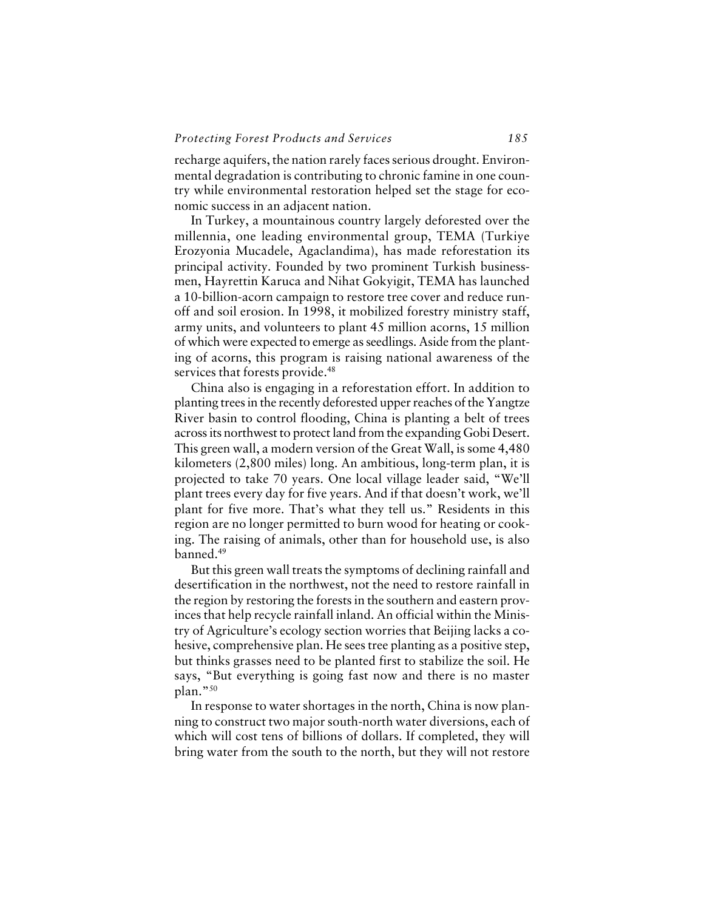recharge aquifers, the nation rarely faces serious drought. Environmental degradation is contributing to chronic famine in one country while environmental restoration helped set the stage for economic success in an adjacent nation.

In Turkey, a mountainous country largely deforested over the millennia, one leading environmental group, TEMA (Turkiye Erozyonia Mucadele, Agaclandima), has made reforestation its principal activity. Founded by two prominent Turkish businessmen, Hayrettin Karuca and Nihat Gokyigit, TEMA has launched a 10-billion-acorn campaign to restore tree cover and reduce runoff and soil erosion. In 1998, it mobilized forestry ministry staff, army units, and volunteers to plant 45 million acorns, 15 million of which were expected to emerge as seedlings. Aside from the planting of acorns, this program is raising national awareness of the services that forests provide.[48]

China also is engaging in a reforestation effort. In addition to planting trees in the recently deforested upper reaches of the Yangtze River basin to control flooding, China is planting a belt of trees across its northwest to protect land from the expanding Gobi Desert. This green wall, a modern version of the Great Wall, is some 4,480 kilometers (2,800 miles) long. An ambitious, long-term plan, it is projected to take 70 years. One local village leader said, "We'll plant trees every day for five years. And if that doesn't work, we'll plant for five more. That's what they tell us." Residents in this region are no longer permitted to burn wood for heating or cooking. The raising of animals, other than for household use, is also banned.[49]

But this green wall treats the symptoms of declining rainfall and desertification in the northwest, not the need to restore rainfall in the region by restoring the forests in the southern and eastern provinces that help recycle rainfall inland. An official within the Ministry of Agriculture's ecology section worries that Beijing lacks a cohesive, comprehensive plan. He sees tree planting as a positive step, but thinks grasses need to be planted first to stabilize the soil. He says, "But everything is going fast now and there is no master plan."[50]

In response to water shortages in the north, China is now planning to construct two major south-north water diversions, each of which will cost tens of billions of dollars. If completed, they will bring water from the south to the north, but they will not restore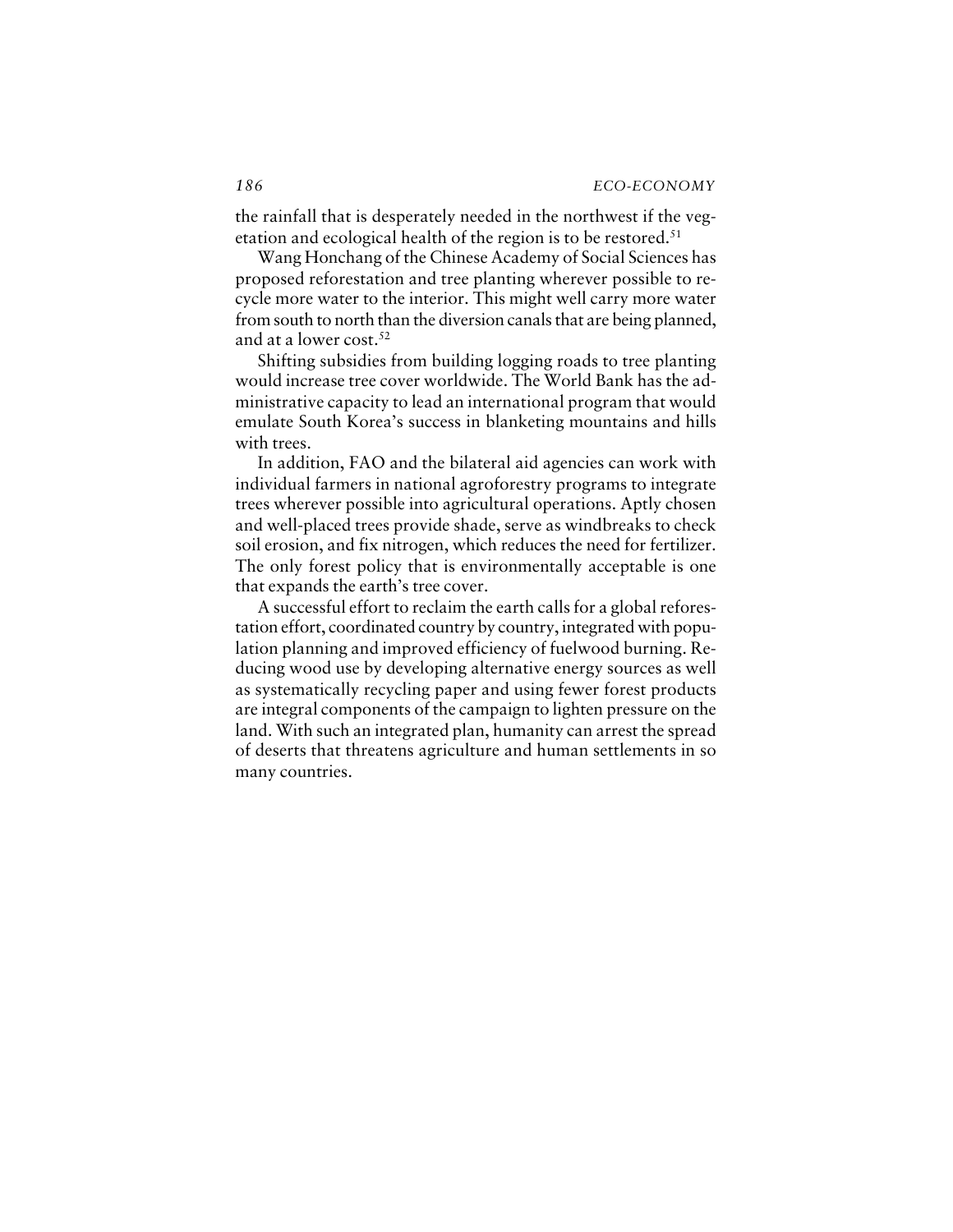the rainfall that is desperately needed in the northwest if the vegetation and ecological health of the region is to be restored.[51]

Wang Honchang of the Chinese Academy of Social Sciences has proposed reforestation and tree planting wherever possible to recycle more water to the interior. This might well carry more water from south to north than the diversion canals that are being planned, and at a lower cost.[52]

Shifting subsidies from building logging roads to tree planting would increase tree cover worldwide. The World Bank has the administrative capacity to lead an international program that would emulate South Korea's success in blanketing mountains and hills with trees.

In addition, FAO and the bilateral aid agencies can work with individual farmers in national agroforestry programs to integrate trees wherever possible into agricultural operations. Aptly chosen and well-placed trees provide shade, serve as windbreaks to check soil erosion, and fix nitrogen, which reduces the need for fertilizer. The only forest policy that is environmentally acceptable is one that expands the earth's tree cover.

A successful effort to reclaim the earth calls for a global reforestation effort, coordinated country by country, integrated with population planning and improved efficiency of fuelwood burning. Reducing wood use by developing alternative energy sources as well as systematically recycling paper and using fewer forest products are integral components of the campaign to lighten pressure on the land. With such an integrated plan, humanity can arrest the spread of deserts that threatens agriculture and human settlements in so many countries.